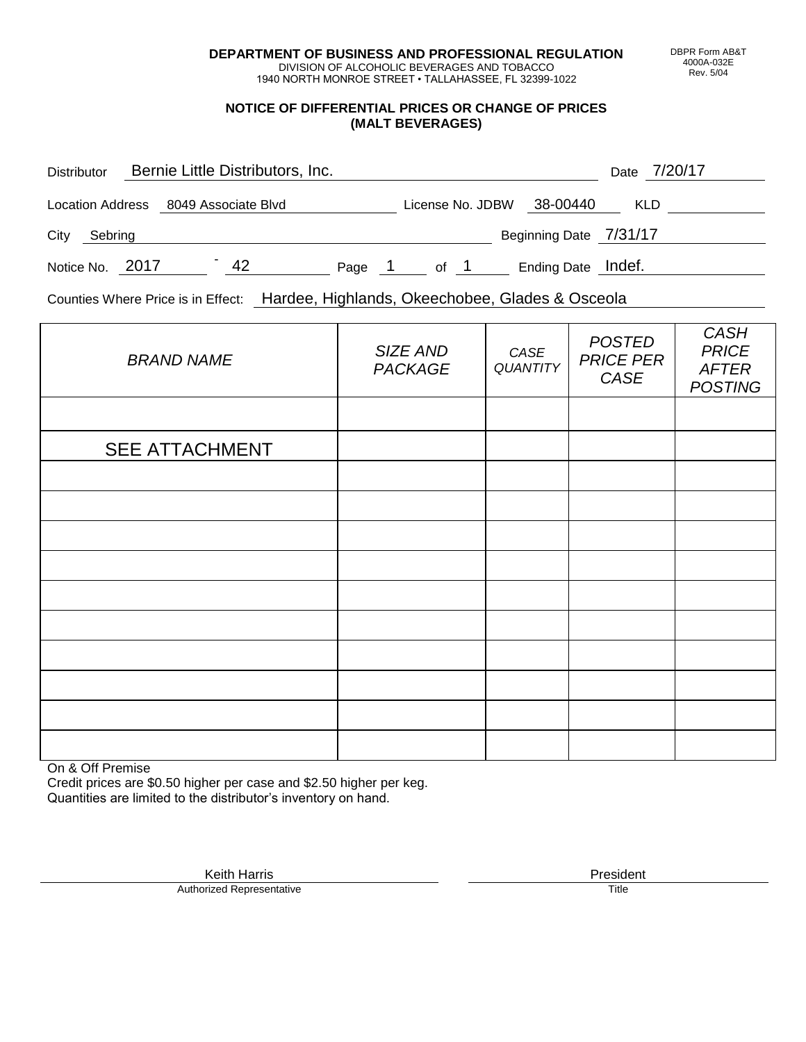**DEPARTMENT OF BUSINESS AND PROFESSIONAL REGULATION**
DIVISION OF ALCOHOLIC BEVERAGES AND TOBACCO
1940 NORTH MONROE STREET • TALLAHASSEE, FL 32399-1022

DBPR Form AB&T
4000A-032E
Rev. 5/04

## NOTICE OF DIFFERENTIAL PRICES OR CHANGE OF PRICES (MALT BEVERAGES)

Distributor: Bernie Little Distributors, Inc. Date: 7/20/17

Location Address: 8049 Associate Blvd License No. JDBW 38-00440 KLD

City: Sebring Beginning Date: 7/31/17

Notice No. 2017 - 42 Page 1 of 1 Ending Date: Indef.

Counties Where Price is in Effect: Hardee, Highlands, Okeechobee, Glades & Osceola

| *BRAND NAME* | *SIZE AND PACKAGE* | *CASE QUANTITY* | *POSTED PRICE PER CASE* | *CASH PRICE AFTER POSTING* |
|---|---|---|---|---|
| | | | | |
| SEE ATTACHMENT | | | | |
| | | | | |
| | | | | |
| | | | | |
| | | | | |
| | | | | |
| | | | | |
| | | | | |
| | | | | |
| | | | | |
| | | | | |

On & Off Premise
Credit prices are $0.50 higher per case and $2.50 higher per keg.
Quantities are limited to the distributor's inventory on hand.

Keith Harris — Authorized Representative

President — Title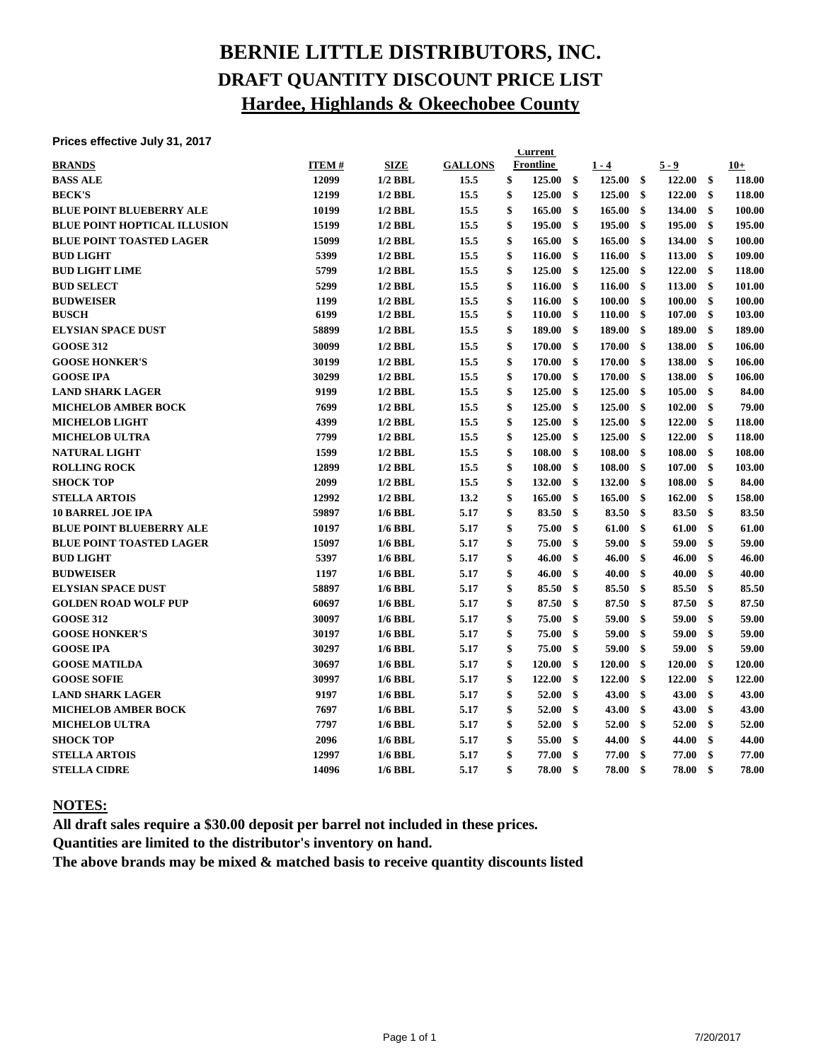# BERNIE LITTLE DISTRIBUTORS, INC.
## DRAFT QUANTITY DISCOUNT PRICE LIST
## Hardee, Highlands & Okeechobee County

**Prices effective July 31, 2017**

| BRANDS | ITEM # | SIZE | GALLONS | Current Frontline | 1 - 4 | 5 - 9 | 10+ |
|---|---|---|---|---|---|---|---|
| BASS ALE | 12099 | 1/2 BBL | 15.5 | $ 125.00 | $ 125.00 | $ 122.00 | $ 118.00 |
| BECK'S | 12199 | 1/2 BBL | 15.5 | $ 125.00 | $ 125.00 | $ 122.00 | $ 118.00 |
| BLUE POINT BLUEBERRY ALE | 10199 | 1/2 BBL | 15.5 | $ 165.00 | $ 165.00 | $ 134.00 | $ 100.00 |
| BLUE POINT HOPTICAL ILLUSION | 15199 | 1/2 BBL | 15.5 | $ 195.00 | $ 195.00 | $ 195.00 | $ 195.00 |
| BLUE POINT TOASTED LAGER | 15099 | 1/2 BBL | 15.5 | $ 165.00 | $ 165.00 | $ 134.00 | $ 100.00 |
| BUD LIGHT | 5399 | 1/2 BBL | 15.5 | $ 116.00 | $ 116.00 | $ 113.00 | $ 109.00 |
| BUD LIGHT LIME | 5799 | 1/2 BBL | 15.5 | $ 125.00 | $ 125.00 | $ 122.00 | $ 118.00 |
| BUD SELECT | 5299 | 1/2 BBL | 15.5 | $ 116.00 | $ 116.00 | $ 113.00 | $ 101.00 |
| BUDWEISER | 1199 | 1/2 BBL | 15.5 | $ 116.00 | $ 100.00 | $ 100.00 | $ 100.00 |
| BUSCH | 6199 | 1/2 BBL | 15.5 | $ 110.00 | $ 110.00 | $ 107.00 | $ 103.00 |
| ELYSIAN SPACE DUST | 58899 | 1/2 BBL | 15.5 | $ 189.00 | $ 189.00 | $ 189.00 | $ 189.00 |
| GOOSE 312 | 30099 | 1/2 BBL | 15.5 | $ 170.00 | $ 170.00 | $ 138.00 | $ 106.00 |
| GOOSE HONKER'S | 30199 | 1/2 BBL | 15.5 | $ 170.00 | $ 170.00 | $ 138.00 | $ 106.00 |
| GOOSE IPA | 30299 | 1/2 BBL | 15.5 | $ 170.00 | $ 170.00 | $ 138.00 | $ 106.00 |
| LAND SHARK LAGER | 9199 | 1/2 BBL | 15.5 | $ 125.00 | $ 125.00 | $ 105.00 | $ 84.00 |
| MICHELOB AMBER BOCK | 7699 | 1/2 BBL | 15.5 | $ 125.00 | $ 125.00 | $ 102.00 | $ 79.00 |
| MICHELOB LIGHT | 4399 | 1/2 BBL | 15.5 | $ 125.00 | $ 125.00 | $ 122.00 | $ 118.00 |
| MICHELOB ULTRA | 7799 | 1/2 BBL | 15.5 | $ 125.00 | $ 125.00 | $ 122.00 | $ 118.00 |
| NATURAL LIGHT | 1599 | 1/2 BBL | 15.5 | $ 108.00 | $ 108.00 | $ 108.00 | $ 108.00 |
| ROLLING ROCK | 12899 | 1/2 BBL | 15.5 | $ 108.00 | $ 108.00 | $ 107.00 | $ 103.00 |
| SHOCK TOP | 2099 | 1/2 BBL | 15.5 | $ 132.00 | $ 132.00 | $ 108.00 | $ 84.00 |
| STELLA ARTOIS | 12992 | 1/2 BBL | 13.2 | $ 165.00 | $ 165.00 | $ 162.00 | $ 158.00 |
| 10 BARREL JOE IPA | 59897 | 1/6 BBL | 5.17 | $ 83.50 | $ 83.50 | $ 83.50 | $ 83.50 |
| BLUE POINT BLUEBERRY ALE | 10197 | 1/6 BBL | 5.17 | $ 75.00 | $ 61.00 | $ 61.00 | $ 61.00 |
| BLUE POINT TOASTED LAGER | 15097 | 1/6 BBL | 5.17 | $ 75.00 | $ 59.00 | $ 59.00 | $ 59.00 |
| BUD LIGHT | 5397 | 1/6 BBL | 5.17 | $ 46.00 | $ 46.00 | $ 46.00 | $ 46.00 |
| BUDWEISER | 1197 | 1/6 BBL | 5.17 | $ 46.00 | $ 40.00 | $ 40.00 | $ 40.00 |
| ELYSIAN SPACE DUST | 58897 | 1/6 BBL | 5.17 | $ 85.50 | $ 85.50 | $ 85.50 | $ 85.50 |
| GOLDEN ROAD WOLF PUP | 60697 | 1/6 BBL | 5.17 | $ 87.50 | $ 87.50 | $ 87.50 | $ 87.50 |
| GOOSE 312 | 30097 | 1/6 BBL | 5.17 | $ 75.00 | $ 59.00 | $ 59.00 | $ 59.00 |
| GOOSE HONKER'S | 30197 | 1/6 BBL | 5.17 | $ 75.00 | $ 59.00 | $ 59.00 | $ 59.00 |
| GOOSE IPA | 30297 | 1/6 BBL | 5.17 | $ 75.00 | $ 59.00 | $ 59.00 | $ 59.00 |
| GOOSE MATILDA | 30697 | 1/6 BBL | 5.17 | $ 120.00 | $ 120.00 | $ 120.00 | $ 120.00 |
| GOOSE SOFIE | 30997 | 1/6 BBL | 5.17 | $ 122.00 | $ 122.00 | $ 122.00 | $ 122.00 |
| LAND SHARK LAGER | 9197 | 1/6 BBL | 5.17 | $ 52.00 | $ 43.00 | $ 43.00 | $ 43.00 |
| MICHELOB AMBER BOCK | 7697 | 1/6 BBL | 5.17 | $ 52.00 | $ 43.00 | $ 43.00 | $ 43.00 |
| MICHELOB ULTRA | 7797 | 1/6 BBL | 5.17 | $ 52.00 | $ 52.00 | $ 52.00 | $ 52.00 |
| SHOCK TOP | 2096 | 1/6 BBL | 5.17 | $ 55.00 | $ 44.00 | $ 44.00 | $ 44.00 |
| STELLA ARTOIS | 12997 | 1/6 BBL | 5.17 | $ 77.00 | $ 77.00 | $ 77.00 | $ 77.00 |
| STELLA CIDRE | 14096 | 1/6 BBL | 5.17 | $ 78.00 | $ 78.00 | $ 78.00 | $ 78.00 |

**NOTES:**

**All draft sales require a $30.00 deposit per barrel not included in these prices.**

**Quantities are limited to the distributor's inventory on hand.**

**The above brands may be mixed & matched basis to receive quantity discounts listed**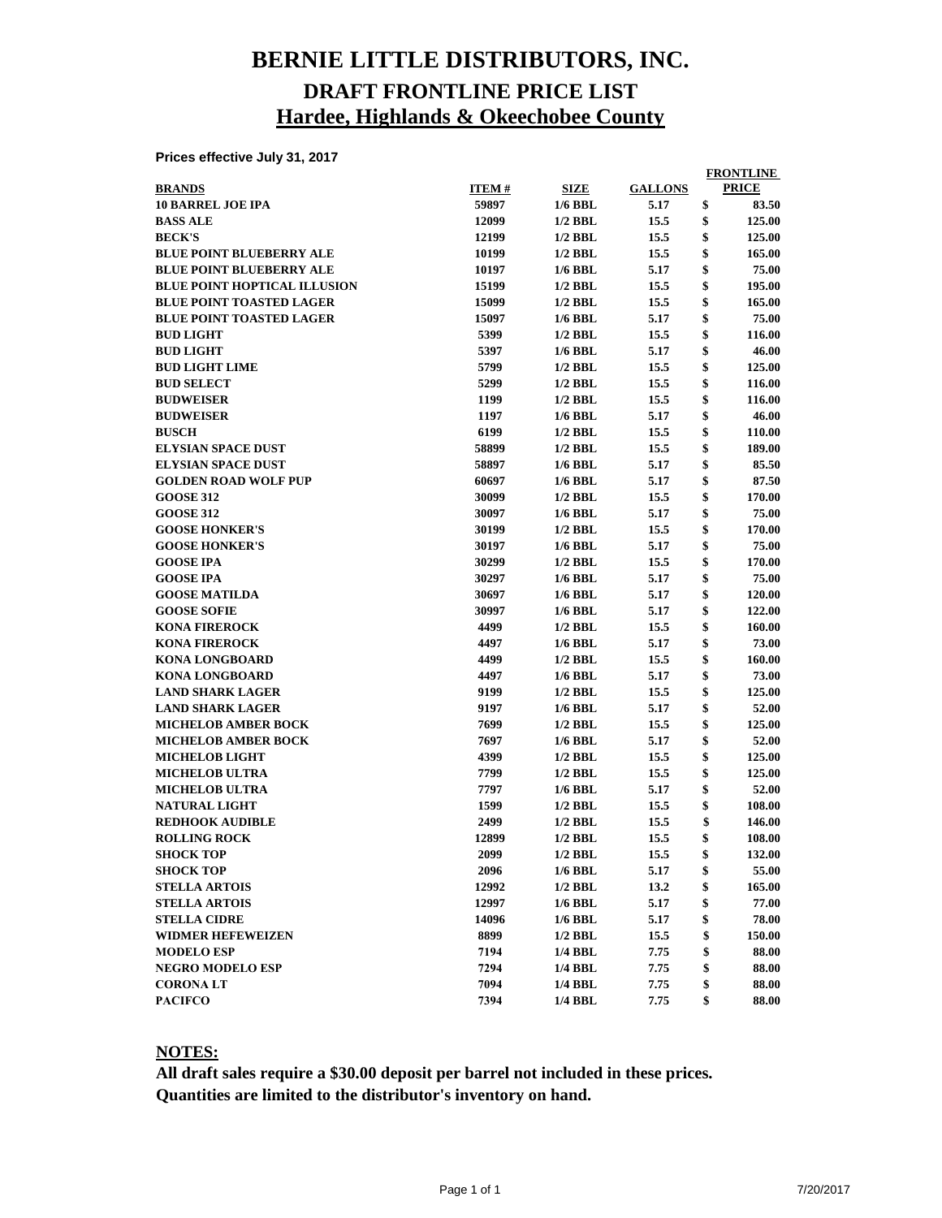# BERNIE LITTLE DISTRIBUTORS, INC.

## DRAFT FRONTLINE PRICE LIST

## Hardee, Highlands & Okeechobee County

**Prices effective July 31, 2017**

| BRANDS | ITEM # | SIZE | GALLONS | FRONTLINE PRICE |
|---|---|---|---|---|
| 10 BARREL JOE IPA | 59897 | 1/6 BBL | 5.17 | $ 83.50 |
| BASS ALE | 12099 | 1/2 BBL | 15.5 | $ 125.00 |
| BECK'S | 12199 | 1/2 BBL | 15.5 | $ 125.00 |
| BLUE POINT BLUEBERRY ALE | 10199 | 1/2 BBL | 15.5 | $ 165.00 |
| BLUE POINT BLUEBERRY ALE | 10197 | 1/6 BBL | 5.17 | $ 75.00 |
| BLUE POINT HOPTICAL ILLUSION | 15199 | 1/2 BBL | 15.5 | $ 195.00 |
| BLUE POINT TOASTED LAGER | 15099 | 1/2 BBL | 15.5 | $ 165.00 |
| BLUE POINT TOASTED LAGER | 15097 | 1/6 BBL | 5.17 | $ 75.00 |
| BUD LIGHT | 5399 | 1/2 BBL | 15.5 | $ 116.00 |
| BUD LIGHT | 5397 | 1/6 BBL | 5.17 | $ 46.00 |
| BUD LIGHT LIME | 5799 | 1/2 BBL | 15.5 | $ 125.00 |
| BUD SELECT | 5299 | 1/2 BBL | 15.5 | $ 116.00 |
| BUDWEISER | 1199 | 1/2 BBL | 15.5 | $ 116.00 |
| BUDWEISER | 1197 | 1/6 BBL | 5.17 | $ 46.00 |
| BUSCH | 6199 | 1/2 BBL | 15.5 | $ 110.00 |
| ELYSIAN SPACE DUST | 58899 | 1/2 BBL | 15.5 | $ 189.00 |
| ELYSIAN SPACE DUST | 58897 | 1/6 BBL | 5.17 | $ 85.50 |
| GOLDEN ROAD WOLF PUP | 60697 | 1/6 BBL | 5.17 | $ 87.50 |
| GOOSE 312 | 30099 | 1/2 BBL | 15.5 | $ 170.00 |
| GOOSE 312 | 30097 | 1/6 BBL | 5.17 | $ 75.00 |
| GOOSE HONKER'S | 30199 | 1/2 BBL | 15.5 | $ 170.00 |
| GOOSE HONKER'S | 30197 | 1/6 BBL | 5.17 | $ 75.00 |
| GOOSE IPA | 30299 | 1/2 BBL | 15.5 | $ 170.00 |
| GOOSE IPA | 30297 | 1/6 BBL | 5.17 | $ 75.00 |
| GOOSE MATILDA | 30697 | 1/6 BBL | 5.17 | $ 120.00 |
| GOOSE SOFIE | 30997 | 1/6 BBL | 5.17 | $ 122.00 |
| KONA FIREROCK | 4499 | 1/2 BBL | 15.5 | $ 160.00 |
| KONA FIREROCK | 4497 | 1/6 BBL | 5.17 | $ 73.00 |
| KONA LONGBOARD | 4499 | 1/2 BBL | 15.5 | $ 160.00 |
| KONA LONGBOARD | 4497 | 1/6 BBL | 5.17 | $ 73.00 |
| LAND SHARK LAGER | 9199 | 1/2 BBL | 15.5 | $ 125.00 |
| LAND SHARK LAGER | 9197 | 1/6 BBL | 5.17 | $ 52.00 |
| MICHELOB AMBER BOCK | 7699 | 1/2 BBL | 15.5 | $ 125.00 |
| MICHELOB AMBER BOCK | 7697 | 1/6 BBL | 5.17 | $ 52.00 |
| MICHELOB LIGHT | 4399 | 1/2 BBL | 15.5 | $ 125.00 |
| MICHELOB ULTRA | 7799 | 1/2 BBL | 15.5 | $ 125.00 |
| MICHELOB ULTRA | 7797 | 1/6 BBL | 5.17 | $ 52.00 |
| NATURAL LIGHT | 1599 | 1/2 BBL | 15.5 | $ 108.00 |
| REDHOOK AUDIBLE | 2499 | 1/2 BBL | 15.5 | $ 146.00 |
| ROLLING ROCK | 12899 | 1/2 BBL | 15.5 | $ 108.00 |
| SHOCK TOP | 2099 | 1/2 BBL | 15.5 | $ 132.00 |
| SHOCK TOP | 2096 | 1/6 BBL | 5.17 | $ 55.00 |
| STELLA ARTOIS | 12992 | 1/2 BBL | 13.2 | $ 165.00 |
| STELLA ARTOIS | 12997 | 1/6 BBL | 5.17 | $ 77.00 |
| STELLA CIDRE | 14096 | 1/6 BBL | 5.17 | $ 78.00 |
| WIDMER HEFEWEIZEN | 8899 | 1/2 BBL | 15.5 | $ 150.00 |
| MODELO ESP | 7194 | 1/4 BBL | 7.75 | $ 88.00 |
| NEGRO MODELO ESP | 7294 | 1/4 BBL | 7.75 | $ 88.00 |
| CORONA LT | 7094 | 1/4 BBL | 7.75 | $ 88.00 |
| PACIFCO | 7394 | 1/4 BBL | 7.75 | $ 88.00 |

**NOTES:**

**All draft sales require a $30.00 deposit per barrel not included in these prices.**
**Quantities are limited to the distributor's inventory on hand.**